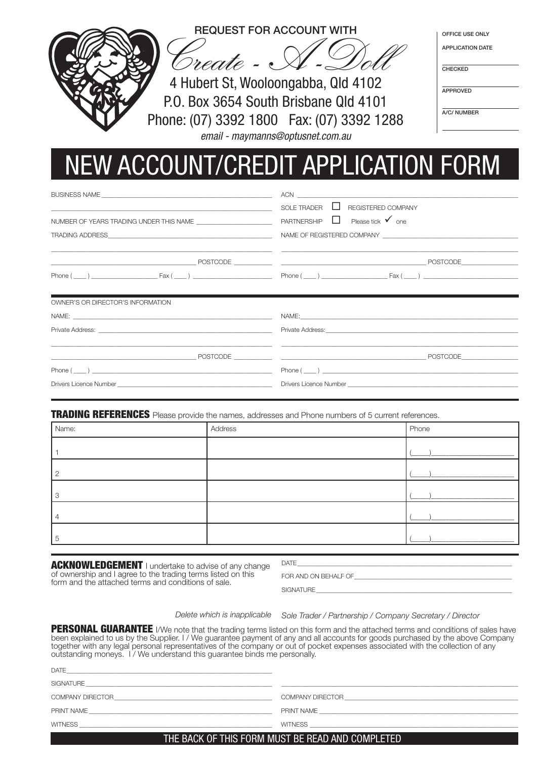REQUEST FOR ACCOUNT WITH

*Create - A - Doll*

4 Hubert St, Wooloongabba, Qld 4102
P.O. Box 3654 South Brisbane Qld 4101
Phone: (07) 3392 1800 Fax: (07) 3392 1288
*email - maymanns@optusnet.com.au*

OFFICE USE ONLY
APPLICATION DATE ____________
CHECKED ____________
APPROVED ____________
A/C/ NUMBER ____________

# NEW ACCOUNT/CREDIT APPLICATION FORM

BUSINESS NAME ______________________________________________

______________________________________________

NUMBER OF YEARS TRADING UNDER THIS NAME ____________________

TRADING ADDRESS ______________________________________________

______________________________________________

______________________________ POSTCODE __________

Phone ( ____ ) __________________ Fax ( ____ ) __________________

ACN ______________________________________________

SOLE TRADER ☐ REGISTERED COMPANY

PARTNERSHIP ☐ Please tick ✓ one

NAME OF REGISTERED COMPANY ______________________________

______________________________________________

______________________________ POSTCODE __________

Phone ( ____ ) __________________ Fax ( ____ ) __________________

OWNER'S OR DIRECTOR'S INFORMATION

NAME: ______________________________________________

Private Address: ______________________________________________

______________________________________________

______________________________ POSTCODE __________

Phone ( ____ ) ______________________________________________

Drivers Licence Number ______________________________________

NAME: ______________________________________________

Private Address: ______________________________________________

______________________________________________

______________________________ POSTCODE __________

Phone ( ____ ) ______________________________________________

Drivers Licence Number ______________________________________

**TRADING REFERENCES** Please provide the names, addresses and Phone numbers of 5 current references.

| Name: | Address | Phone |
|---|---|---|
| 1 | | (____)__________________ |
| 2 | | (____)__________________ |
| 3 | | (____)__________________ |
| 4 | | (____)__________________ |
| 5 | | (____)__________________ |

**ACKNOWLEDGEMENT** I undertake to advise of any change of ownership and I agree to the trading terms listed on this form and the attached terms and conditions of sale.

DATE ______________________________________________

FOR AND ON BEHALF OF ______________________________

SIGNATURE ______________________________________________

*Delete which is inapplicable* *Sole Trader / Partnership / Company Secretary / Director*

**PERSONAL GUARANTEE** I/We note that the trading terms listed on this form and the attached terms and conditions of sales have been explained to us by the Supplier. I / We guarantee payment of any and all accounts for goods purchased by the above Company together with any legal personal representatives of the company or out of pocket expenses associated with the collection of any outstanding moneys. I / We understand this guarantee binds me personally.

DATE ______________________________________________

SIGNATURE ______________________________________________ | ______________________________________________

COMPANY DIRECTOR ______________________________ | COMPANY DIRECTOR ______________________________

PRINT NAME ______________________________ | PRINT NAME ______________________________

WITNESS ______________________________ | WITNESS ______________________________

THE BACK OF THIS FORM MUST BE READ AND COMPLETED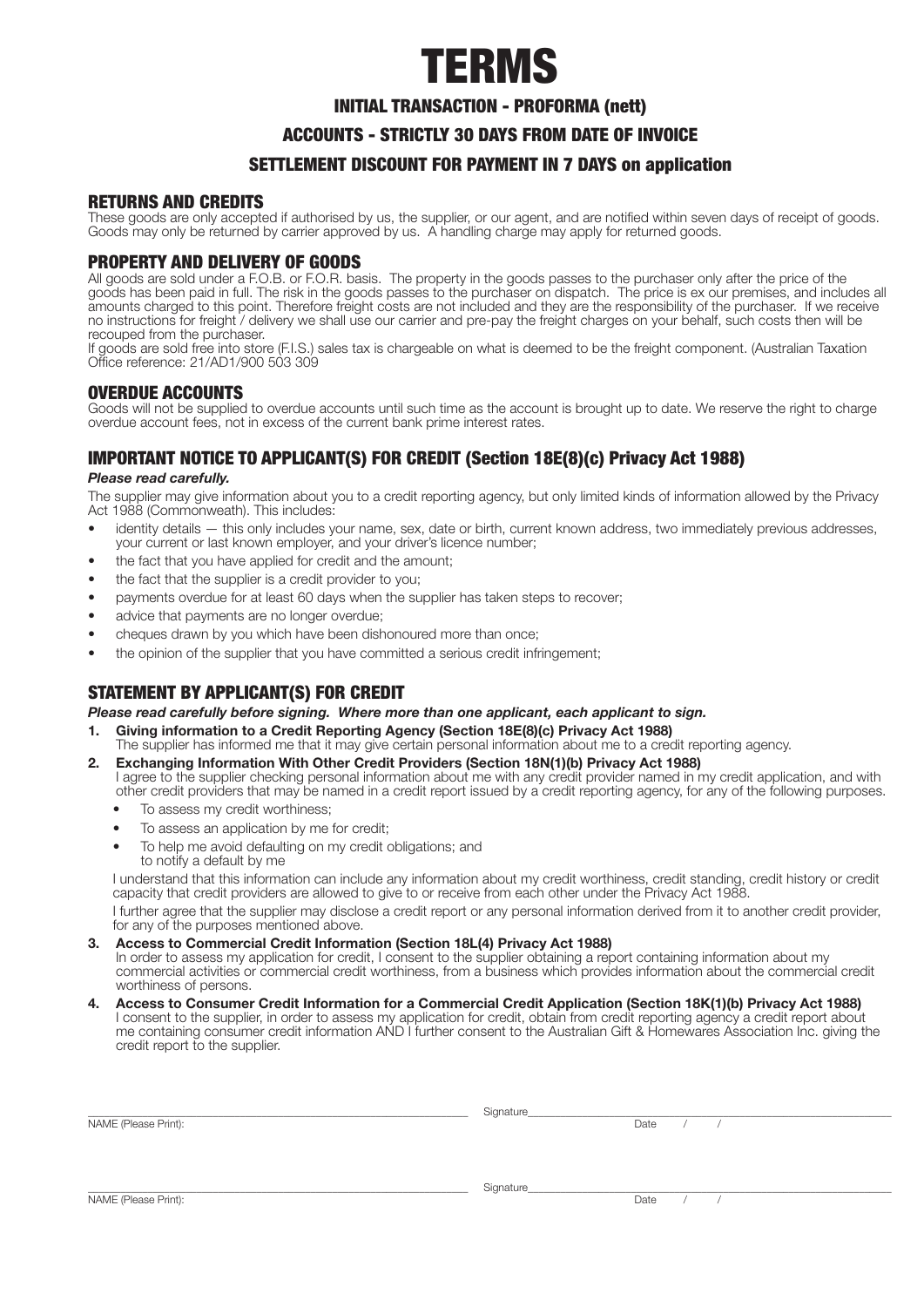# TERMS

## INITIAL TRANSACTION - PROFORMA (nett)

## ACCOUNTS - STRICTLY 30 DAYS FROM DATE OF INVOICE

## SETTLEMENT DISCOUNT FOR PAYMENT IN 7 DAYS on application

### RETURNS AND CREDITS

These goods are only accepted if authorised by us, the supplier, or our agent, and are notified within seven days of receipt of goods. Goods may only be returned by carrier approved by us. A handling charge may apply for returned goods.

### PROPERTY AND DELIVERY OF GOODS

All goods are sold under a F.O.B. or F.O.R. basis. The property in the goods passes to the purchaser only after the price of the goods has been paid in full. The risk in the goods passes to the purchaser on dispatch. The price is ex our premises, and includes all amounts charged to this point. Therefore freight costs are not included and they are the responsibility of the purchaser. If we receive no instructions for freight / delivery we shall use our carrier and pre-pay the freight charges on your behalf, such costs then will be recouped from the purchaser.

If goods are sold free into store (F.I.S.) sales tax is chargeable on what is deemed to be the freight component. (Australian Taxation Office reference: 21/AD1/900 503 309

### OVERDUE ACCOUNTS

Goods will not be supplied to overdue accounts until such time as the account is brought up to date. We reserve the right to charge overdue account fees, not in excess of the current bank prime interest rates.

### IMPORTANT NOTICE TO APPLICANT(S) FOR CREDIT (Section 18E(8)(c) Privacy Act 1988)

***Please read carefully.***

The supplier may give information about you to a credit reporting agency, but only limited kinds of information allowed by the Privacy Act 1988 (Commonweath). This includes:

- identity details — this only includes your name, sex, date or birth, current known address, two immediately previous addresses, your current or last known employer, and your driver's licence number;
- the fact that you have applied for credit and the amount;
- the fact that the supplier is a credit provider to you;
- payments overdue for at least 60 days when the supplier has taken steps to recover;
- advice that payments are no longer overdue;
- cheques drawn by you which have been dishonoured more than once;
- the opinion of the supplier that you have committed a serious credit infringement;

### STATEMENT BY APPLICANT(S) FOR CREDIT

***Please read carefully before signing. Where more than one applicant, each applicant to sign.***

1. **Giving information to a Credit Reporting Agency (Section 18E(8)(c) Privacy Act 1988)**
   The supplier has informed me that it may give certain personal information about me to a credit reporting agency.
2. **Exchanging Information With Other Credit Providers (Section 18N(1)(b) Privacy Act 1988)**
   I agree to the supplier checking personal information about me with any credit provider named in my credit application, and with other credit providers that may be named in a credit report issued by a credit reporting agency, for any of the following purposes.
   - To assess my credit worthiness;
   - To assess an application by me for credit;
   - To help me avoid defaulting on my credit obligations; and to notify a default by me

   I understand that this information can include any information about my credit worthiness, credit standing, credit history or credit capacity that credit providers are allowed to give to or receive from each other under the Privacy Act 1988.

   I further agree that the supplier may disclose a credit report or any personal information derived from it to another credit provider, for any of the purposes mentioned above.
3. **Access to Commercial Credit Information (Section 18L(4) Privacy Act 1988)**
   In order to assess my application for credit, I consent to the supplier obtaining a report containing information about my commercial activities or commercial credit worthiness, from a business which provides information about the commercial credit worthiness of persons.
4. **Access to Consumer Credit Information for a Commercial Credit Application (Section 18K(1)(b) Privacy Act 1988)**
   I consent to the supplier, in order to assess my application for credit, obtain from credit reporting agency a credit report about me containing consumer credit information AND I further consent to the Australian Gift & Homewares Association Inc. giving the credit report to the supplier.

NAME (Please Print): ______________________ Signature______________________ Date / /

NAME (Please Print): ______________________ Signature______________________ Date / /